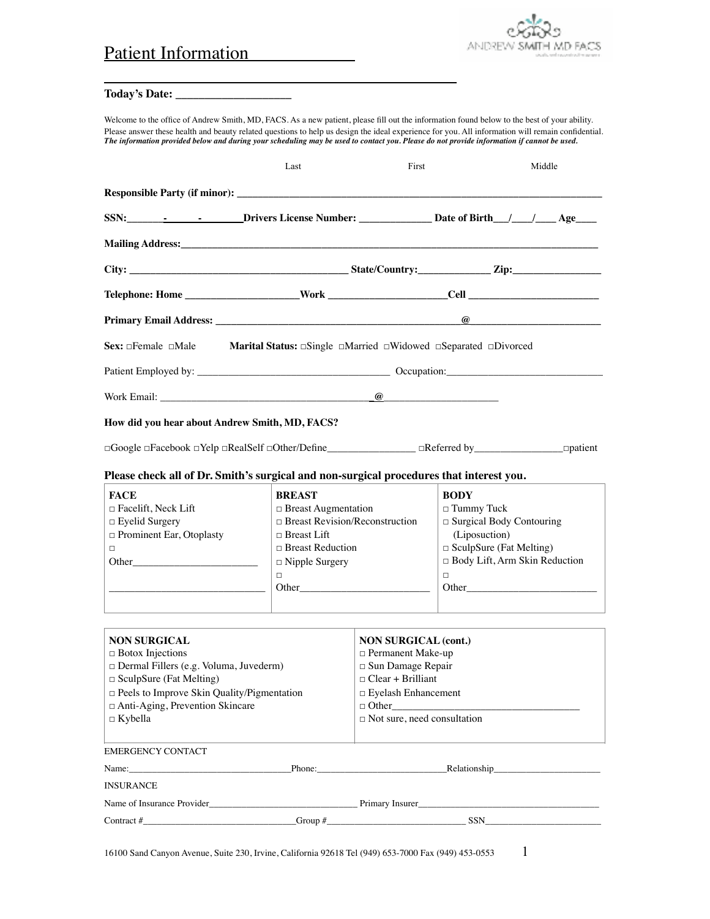# Patient Information

ANDREW SMITH MD FACS

**Today's Date: ____________________**

Welcome to the office of Andrew Smith, MD, FACS. As a new patient, please fill out the information found below to the best of your ability. Please answer these health and beauty related questions to help us design the ideal experience for you. All information will remain confidential. ***The information provided below and during your scheduling may be used to contact you. Please do not provide information if cannot be used.***

Last First Middle

**Responsible Party (if minor): ____________________________________________**

**SSN:\_\_\_\_\_\_\_-\_\_\_\_\_\_\_-\_\_\_\_\_\_\_\_\_Drivers License Number: ______________ Date of Birth\_\_\_/\_\_\_\_/\_\_\_\_ Age\_\_\_\_**

**Mailing Address:____________________________________________**

**City: ____________________ State/Country:______________ Zip:_________________**

**Telephone: Home ______________________Work ______________________Cell _________________________**

**Primary Email Address: __________________________@__________________________**

**Sex:** □Female □Male **Marital Status:** □Single □Married □Widowed □Separated □Divorced

Patient Employed by: _____________________________________ Occupation:_____________________________

Work Email: __________________________@______________________

**How did you hear about Andrew Smith, MD, FACS?**

□Google □Facebook □Yelp □RealSelf □Other/Define_________________ □Referred by_________________□patient

**Please check all of Dr. Smith's surgical and non-surgical procedures that interest you.**

| **FACE** | **BREAST** | **BODY** |
|---|---|---|
| □ Facelift, Neck Lift<br>□ Eyelid Surgery<br>□ Prominent Ear, Otoplasty<br>□ Other_________________________<br>______________________________ | □ Breast Augmentation<br>□ Breast Revision/Reconstruction<br>□ Breast Lift<br>□ Breast Reduction<br>□ Nipple Surgery<br>□ Other_________________________ | □ Tummy Tuck<br>□ Surgical Body Contouring (Liposuction)<br>□ SculpSure (Fat Melting)<br>□ Body Lift, Arm Skin Reduction<br>□ Other_________________________ |

| **NON SURGICAL** | **NON SURGICAL (cont.)** |
|---|---|
| □ Botox Injections<br>□ Dermal Fillers (e.g. Voluma, Juvederm)<br>□ SculpSure (Fat Melting)<br>□ Peels to Improve Skin Quality/Pigmentation<br>□ Anti-Aging, Prevention Skincare<br>□ Kybella | □ Permanent Make-up<br>□ Sun Damage Repair<br>□ Clear + Brilliant<br>□ Eyelash Enhancement<br>□ Other_____________________________________<br>□ Not sure, need consultation |

EMERGENCY CONTACT

Name:__________________________________Phone:____________________________Relationship_______________________

INSURANCE

Name of Insurance Provider________________________________ Primary Insurer________________________________________

Contract #_________________________________Group #______________________________ SSN_________________________

16100 Sand Canyon Avenue, Suite 230, Irvine, California 92618 Tel (949) 653-7000 Fax (949) 453-0553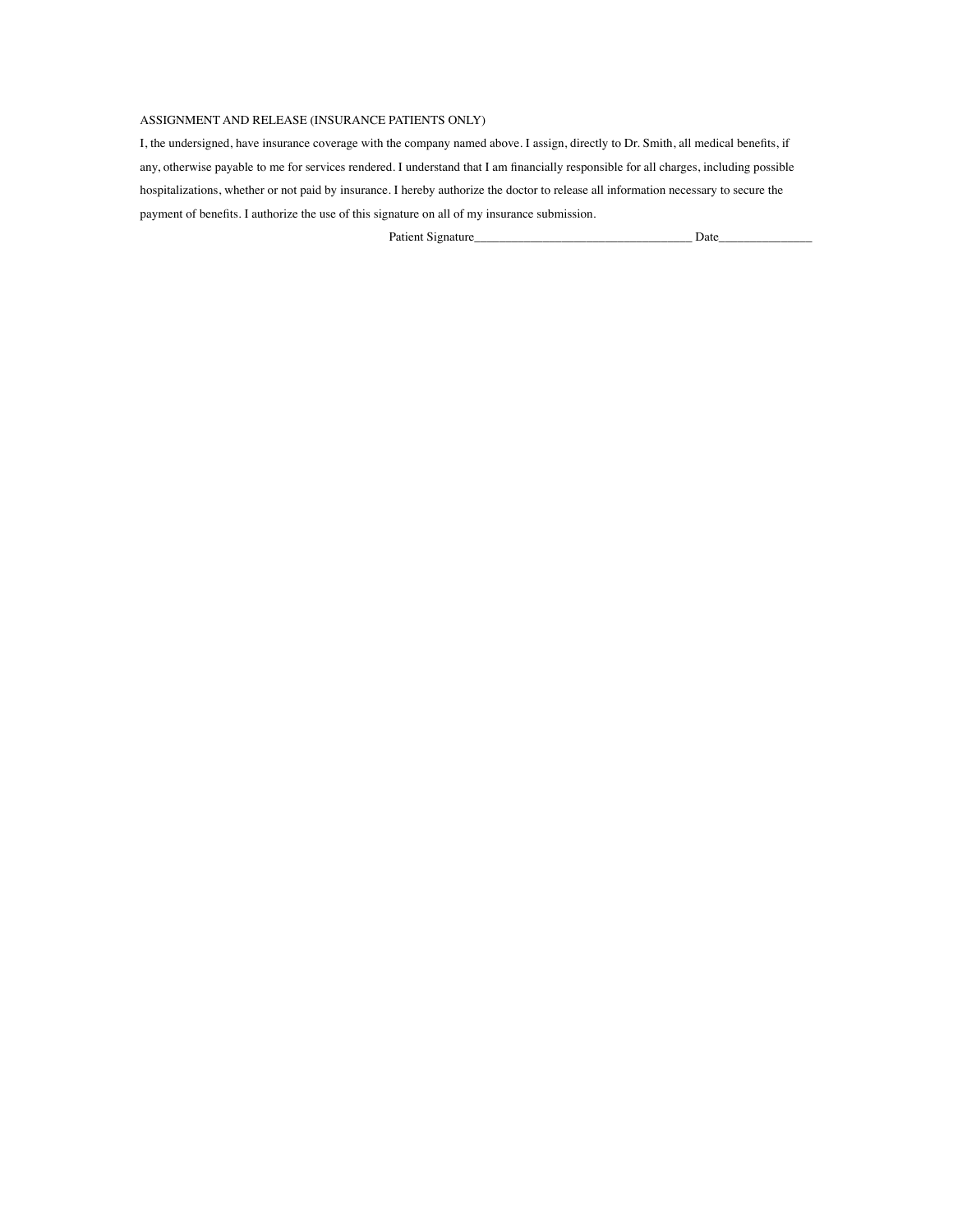ASSIGNMENT AND RELEASE (INSURANCE PATIENTS ONLY)

I, the undersigned, have insurance coverage with the company named above. I assign, directly to Dr. Smith, all medical benefits, if any, otherwise payable to me for services rendered. I understand that I am financially responsible for all charges, including possible hospitalizations, whether or not paid by insurance. I hereby authorize the doctor to release all information necessary to secure the payment of benefits. I authorize the use of this signature on all of my insurance submission.

Patient Signature___________________________________ Date_______________